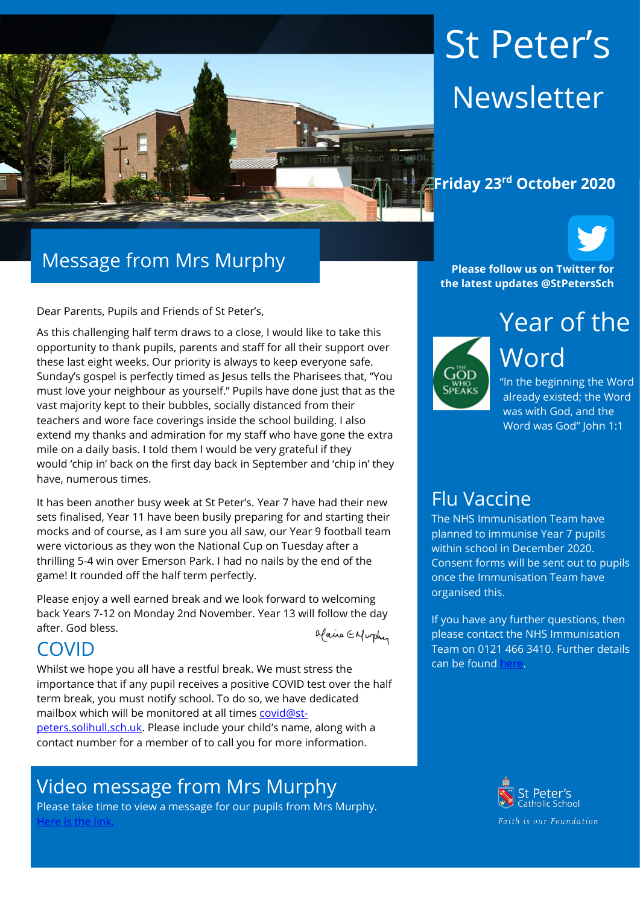# St Peter's Newsletter

**Friday 23rd October 2020**

**Please follow us on Twitter for the latest updates @StPetersSch**

## Message from Mrs Murphy

Dear Parents, Pupils and Friends of St Peter's,

As this challenging half term draws to a close, I would like to take this opportunity to thank pupils, parents and staff for all their support over these last eight weeks. Our priority is always to keep everyone safe. Sunday's gospel is perfectly timed as Jesus tells the Pharisees that, "You must love your neighbour as yourself." Pupils have done just that as the vast majority kept to their bubbles, socially distanced from their teachers and wore face coverings inside the school building. I also extend my thanks and admiration for my staff who have gone the extra mile on a daily basis. I told them I would be very grateful if they would 'chip in' back on the first day back in September and 'chip in' they have, numerous times.

It has been another busy week at St Peter's. Year 7 have had their new sets finalised, Year 11 have been busily preparing for and starting their mocks and of course, as I am sure you all saw, our Year 9 football team were victorious as they won the National Cup on Tuesday after a thrilling 5-4 win over Emerson Park. I had no nails by the end of the game! It rounded off the half term perfectly.

Please enjoy a well earned break and we look forward to welcoming back Years 7-12 on Monday 2nd November. Year 13 will follow the day after. God bless.

*Maire E Murphy*

## COVID

Whilst we hope you all have a restful break. We must stress the importance that if any pupil receives a positive COVID test over the half term break, you must notify school. To do so, we have dedicated mailbox which will be monitored at all times covid@st-peters.solihull.sch.uk. Please include your child's name, along with a contact number for a member of to call you for more information.

## Video message from Mrs Murphy

Please take time to view a message for our pupils from Mrs Murphy. Here is the link.

## Year of the Word

THE GOD WHO SPEAKS

"In the beginning the Word already existed; the Word was with God, and the Word was God" John 1:1

## Flu Vaccine

The NHS Immunisation Team have planned to immunise Year 7 pupils within school in December 2020. Consent forms will be sent out to pupils once the Immunisation Team have organised this.

If you have any further questions, then please contact the NHS Immunisation Team on 0121 466 3410. Further details can be found here.

St Peter's Catholic School

*Faith is our Foundation*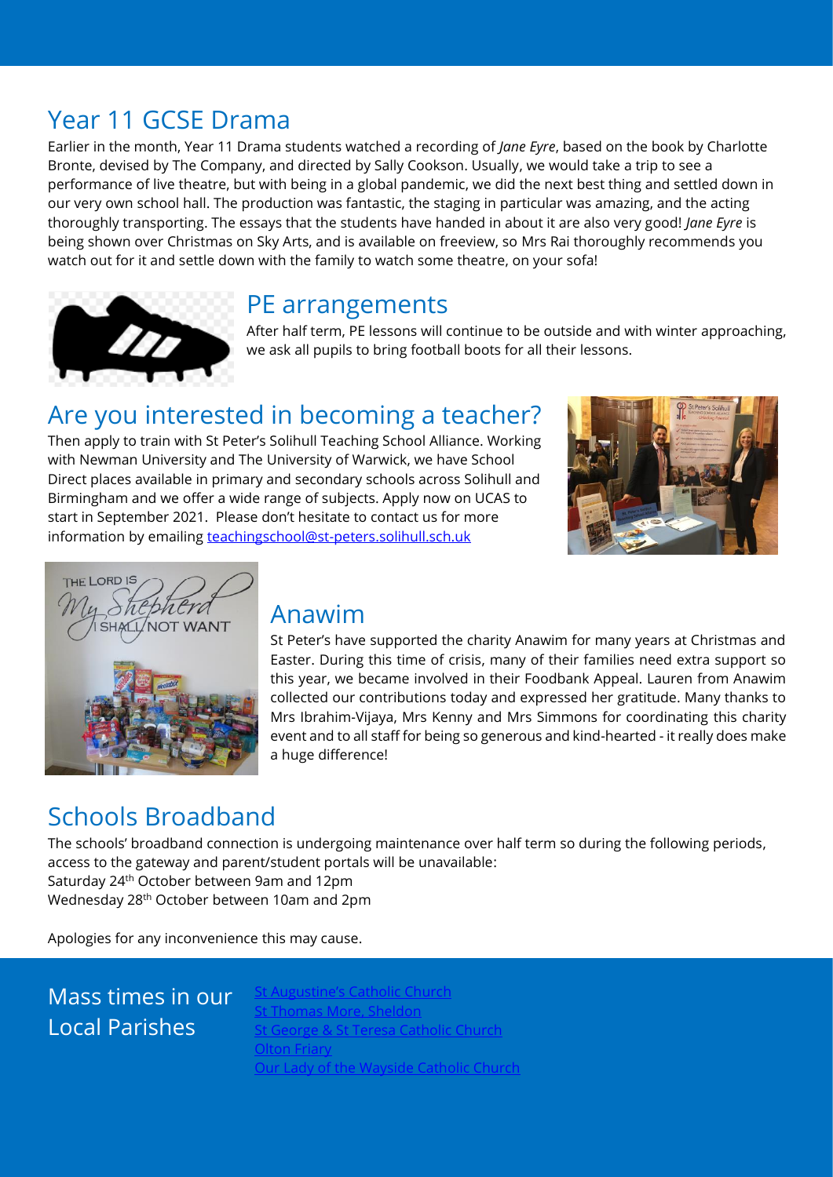## Year 11 GCSE Drama

Earlier in the month, Year 11 Drama students watched a recording of *Jane Eyre*, based on the book by Charlotte Bronte, devised by The Company, and directed by Sally Cookson. Usually, we would take a trip to see a performance of live theatre, but with being in a global pandemic, we did the next best thing and settled down in our very own school hall. The production was fantastic, the staging in particular was amazing, and the acting thoroughly transporting. The essays that the students have handed in about it are also very good! *Jane Eyre* is being shown over Christmas on Sky Arts, and is available on freeview, so Mrs Rai thoroughly recommends you watch out for it and settle down with the family to watch some theatre, on your sofa!

## PE arrangements

After half term, PE lessons will continue to be outside and with winter approaching, we ask all pupils to bring football boots for all their lessons.

## Are you interested in becoming a teacher?

Then apply to train with St Peter's Solihull Teaching School Alliance. Working with Newman University and The University of Warwick, we have School Direct places available in primary and secondary schools across Solihull and Birmingham and we offer a wide range of subjects. Apply now on UCAS to start in September 2021. Please don't hesitate to contact us for more information by emailing [teachingschool@st-peters.solihull.sch.uk](mailto:teachingschool@st-peters.solihull.sch.uk)

## Anawim

St Peter's have supported the charity Anawim for many years at Christmas and Easter. During this time of crisis, many of their families need extra support so this year, we became involved in their Foodbank Appeal. Lauren from Anawim collected our contributions today and expressed her gratitude. Many thanks to Mrs Ibrahim-Vijaya, Mrs Kenny and Mrs Simmons for coordinating this charity event and to all staff for being so generous and kind-hearted - it really does make a huge difference!

## Schools Broadband

The schools' broadband connection is undergoing maintenance over half term so during the following periods, access to the gateway and parent/student portals will be unavailable:

Saturday 24th October between 9am and 12pm

Wednesday 28th October between 10am and 2pm

Apologies for any inconvenience this may cause.

## Mass times in our Local Parishes

- St Augustine's Catholic Church
- St Thomas More, Sheldon
- St George & St Teresa Catholic Church
- Olton Friary
- Our Lady of the Wayside Catholic Church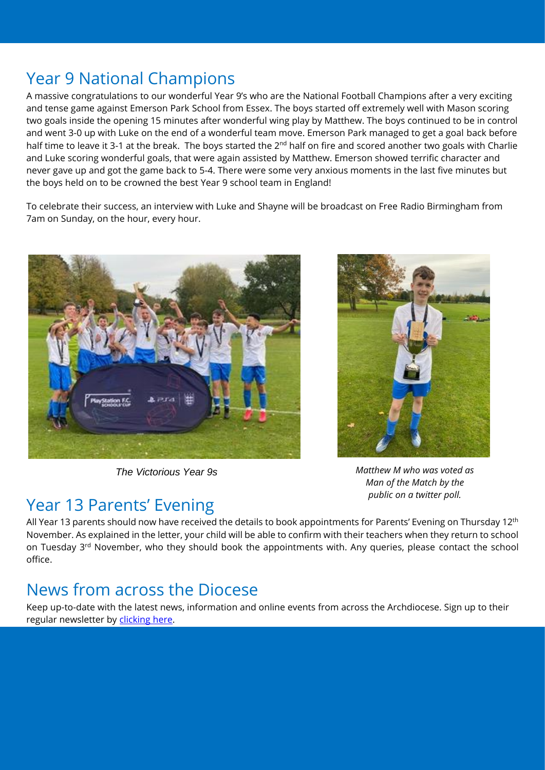## Year 9 National Champions

A massive congratulations to our wonderful Year 9's who are the National Football Champions after a very exciting and tense game against Emerson Park School from Essex. The boys started off extremely well with Mason scoring two goals inside the opening 15 minutes after wonderful wing play by Matthew. The boys continued to be in control and went 3-0 up with Luke on the end of a wonderful team move. Emerson Park managed to get a goal back before half time to leave it 3-1 at the break. The boys started the 2nd half on fire and scored another two goals with Charlie and Luke scoring wonderful goals, that were again assisted by Matthew. Emerson showed terrific character and never gave up and got the game back to 5-4. There were some very anxious moments in the last five minutes but the boys held on to be crowned the best Year 9 school team in England!

To celebrate their success, an interview with Luke and Shayne will be broadcast on Free Radio Birmingham from 7am on Sunday, on the hour, every hour.

*The Victorious Year 9s*

*Matthew M who was voted as Man of the Match by the public on a twitter poll.*

## Year 13 Parents' Evening

All Year 13 parents should now have received the details to book appointments for Parents' Evening on Thursday 12th November. As explained in the letter, your child will be able to confirm with their teachers when they return to school on Tuesday 3rd November, who they should book the appointments with. Any queries, please contact the school office.

## News from across the Diocese

Keep up-to-date with the latest news, information and online events from across the Archdiocese. Sign up to their regular newsletter by clicking here.